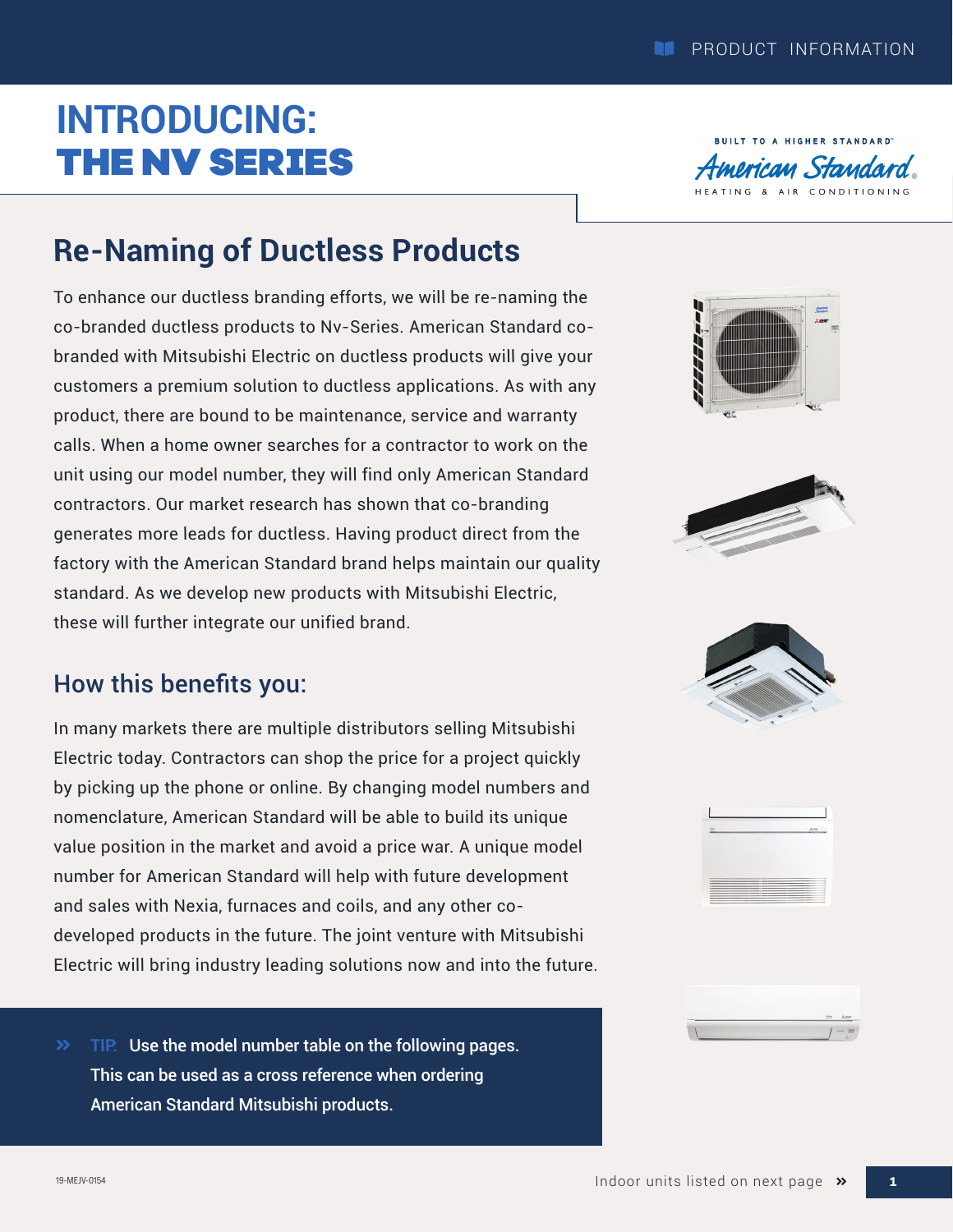# INTRODUCING:
# THE NV SERIES

BUILT TO A HIGHER STANDARD™
American Standard®
HEATING & AIR CONDITIONING

## Re-Naming of Ductless Products

To enhance our ductless branding efforts, we will be re-naming the co-branded ductless products to Nv-Series. American Standard co-branded with Mitsubishi Electric on ductless products will give your customers a premium solution to ductless applications. As with any product, there are bound to be maintenance, service and warranty calls. When a home owner searches for a contractor to work on the unit using our model number, they will find only American Standard contractors. Our market research has shown that co-branding generates more leads for ductless. Having product direct from the factory with the American Standard brand helps maintain our quality standard. As we develop new products with Mitsubishi Electric, these will further integrate our unified brand.

### How this benefits you:

In many markets there are multiple distributors selling Mitsubishi Electric today. Contractors can shop the price for a project quickly by picking up the phone or online. By changing model numbers and nomenclature, American Standard will be able to build its unique value position in the market and avoid a price war. A unique model number for American Standard will help with future development and sales with Nexia, furnaces and coils, and any other co-developed products in the future. The joint venture with Mitsubishi Electric will bring industry leading solutions now and into the future.

» **TIP.** Use the model number table on the following pages. This can be used as a cross reference when ordering American Standard Mitsubishi products.

19-MEJV-0154

Indoor units listed on next page »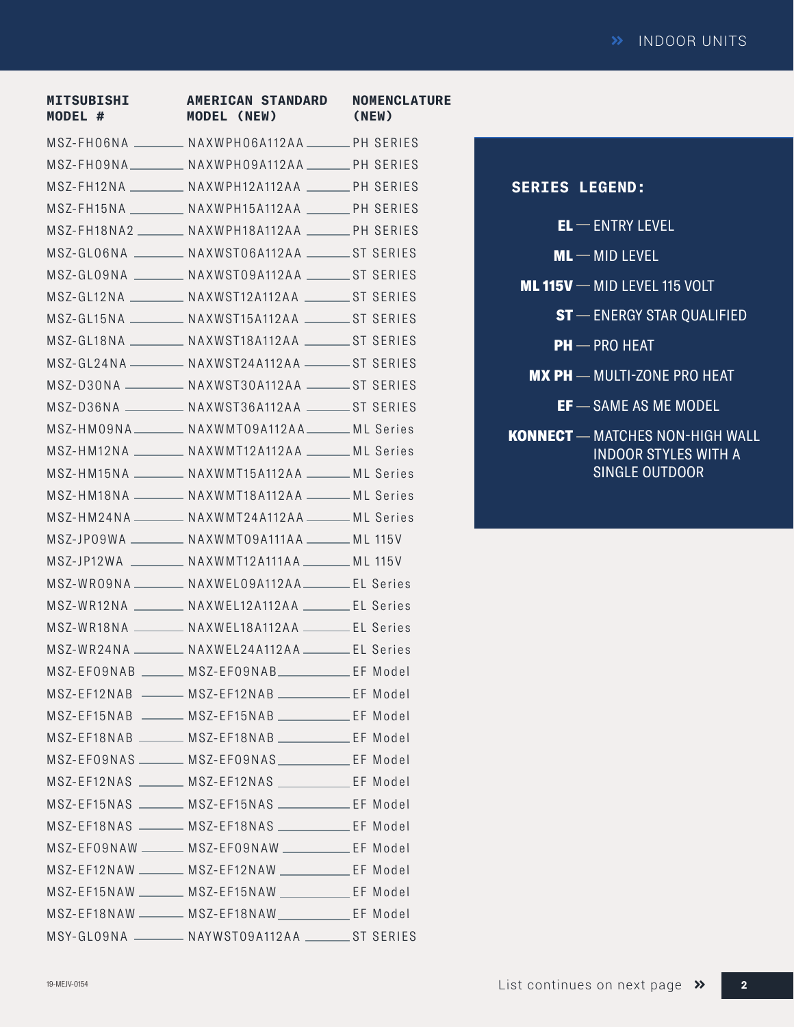| MITSUBISHI MODEL # | AMERICAN STANDARD MODEL (NEW) | NOMENCLATURE (NEW) |
|---|---|---|
| MSZ-FH06NA | NAXWPH06A112AA | PH SERIES |
| MSZ-FH09NA | NAXWPH09A112AA | PH SERIES |
| MSZ-FH12NA | NAXWPH12A112AA | PH SERIES |
| MSZ-FH15NA | NAXWPH15A112AA | PH SERIES |
| MSZ-FH18NA2 | NAXWPH18A112AA | PH SERIES |
| MSZ-GL06NA | NAXWST06A112AA | ST SERIES |
| MSZ-GL09NA | NAXWST09A112AA | ST SERIES |
| MSZ-GL12NA | NAXWST12A112AA | ST SERIES |
| MSZ-GL15NA | NAXWST15A112AA | ST SERIES |
| MSZ-GL18NA | NAXWST18A112AA | ST SERIES |
| MSZ-GL24NA | NAXWST24A112AA | ST SERIES |
| MSZ-D30NA | NAXWST30A112AA | ST SERIES |
| MSZ-D36NA | NAXWST36A112AA | ST SERIES |
| MSZ-HM09NA | NAXWMT09A112AA | ML Series |
| MSZ-HM12NA | NAXWMT12A112AA | ML Series |
| MSZ-HM15NA | NAXWMT15A112AA | ML Series |
| MSZ-HM18NA | NAXWMT18A112AA | ML Series |
| MSZ-HM24NA | NAXWMT24A112AA | ML Series |
| MSZ-JP09WA | NAXWMT09A111AA | ML 115V |
| MSZ-JP12WA | NAXWMT12A111AA | ML 115V |
| MSZ-WR09NA | NAXWEL09A112AA | EL Series |
| MSZ-WR12NA | NAXWEL12A112AA | EL Series |
| MSZ-WR18NA | NAXWEL18A112AA | EL Series |
| MSZ-WR24NA | NAXWEL24A112AA | EL Series |
| MSZ-EF09NAB | MSZ-EF09NAB | EF Model |
| MSZ-EF12NAB | MSZ-EF12NAB | EF Model |
| MSZ-EF15NAB | MSZ-EF15NAB | EF Model |
| MSZ-EF18NAB | MSZ-EF18NAB | EF Model |
| MSZ-EF09NAS | MSZ-EF09NAS | EF Model |
| MSZ-EF12NAS | MSZ-EF12NAS | EF Model |
| MSZ-EF15NAS | MSZ-EF15NAS | EF Model |
| MSZ-EF18NAS | MSZ-EF18NAS | EF Model |
| MSZ-EF09NAW | MSZ-EF09NAW | EF Model |
| MSZ-EF12NAW | MSZ-EF12NAW | EF Model |
| MSZ-EF15NAW | MSZ-EF15NAW | EF Model |
| MSZ-EF18NAW | MSZ-EF18NAW | EF Model |
| MSY-GL09NA | NAYWST09A112AA | ST SERIES |

## SERIES LEGEND:

- **EL** — ENTRY LEVEL
- **ML** — MID LEVEL
- **ML 115V** — MID LEVEL 115 VOLT
- **ST** — ENERGY STAR QUALIFIED
- **PH** — PRO HEAT
- **MX PH** — MULTI-ZONE PRO HEAT
- **EF** — SAME AS ME MODEL
- **KONNECT** — MATCHES NON-HIGH WALL INDOOR STYLES WITH A SINGLE OUTDOOR

19-MEJV-0154

List continues on next page »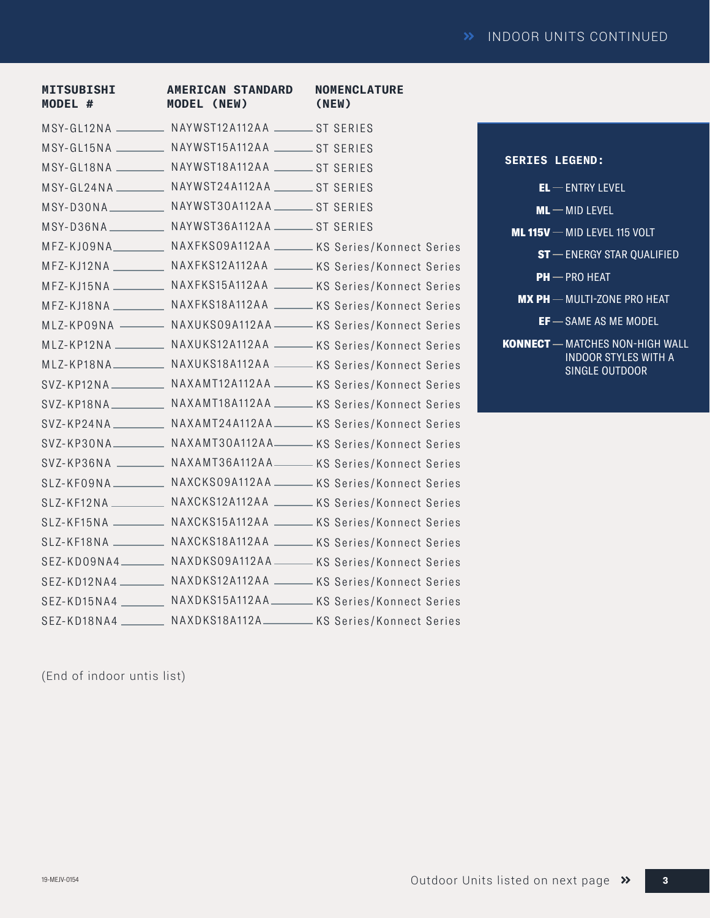## INDOOR UNITS CONTINUED

| MITSUBISHI MODEL # | AMERICAN STANDARD MODEL (NEW) | NOMENCLATURE (NEW) |
|---|---|---|
| MSY-GL12NA | NAYWST12A112AA | ST SERIES |
| MSY-GL15NA | NAYWST15A112AA | ST SERIES |
| MSY-GL18NA | NAYWST18A112AA | ST SERIES |
| MSY-GL24NA | NAYWST24A112AA | ST SERIES |
| MSY-D30NA | NAYWST30A112AA | ST SERIES |
| MSY-D36NA | NAYWST36A112AA | ST SERIES |
| MFZ-KJ09NA | NAXFKS09A112AA | KS Series/Konnect Series |
| MFZ-KJ12NA | NAXFKS12A112AA | KS Series/Konnect Series |
| MFZ-KJ15NA | NAXFKS15A112AA | KS Series/Konnect Series |
| MFZ-KJ18NA | NAXFKS18A112AA | KS Series/Konnect Series |
| MLZ-KP09NA | NAXUKS09A112AA | KS Series/Konnect Series |
| MLZ-KP12NA | NAXUKS12A112AA | KS Series/Konnect Series |
| MLZ-KP18NA | NAXUKS18A112AA | KS Series/Konnect Series |
| SVZ-KP12NA | NAXAMT12A112AA | KS Series/Konnect Series |
| SVZ-KP18NA | NAXAMT18A112AA | KS Series/Konnect Series |
| SVZ-KP24NA | NAXAMT24A112AA | KS Series/Konnect Series |
| SVZ-KP30NA | NAXAMT30A112AA | KS Series/Konnect Series |
| SVZ-KP36NA | NAXAMT36A112AA | KS Series/Konnect Series |
| SLZ-KF09NA | NAXCKS09A112AA | KS Series/Konnect Series |
| SLZ-KF12NA | NAXCKS12A112AA | KS Series/Konnect Series |
| SLZ-KF15NA | NAXCKS15A112AA | KS Series/Konnect Series |
| SLZ-KF18NA | NAXCKS18A112AA | KS Series/Konnect Series |
| SEZ-KD09NA4 | NAXDKS09A112AA | KS Series/Konnect Series |
| SEZ-KD12NA4 | NAXDKS12A112AA | KS Series/Konnect Series |
| SEZ-KD15NA4 | NAXDKS15A112AA | KS Series/Konnect Series |
| SEZ-KD18NA4 | NAXDKS18A112A | KS Series/Konnect Series |

(End of indoor untis list)

**SERIES LEGEND:**

- **EL** — ENTRY LEVEL
- **ML** — MID LEVEL
- **ML 115V** — MID LEVEL 115 VOLT
- **ST** — ENERGY STAR QUALIFIED
- **PH** — PRO HEAT
- **MX PH** — MULTI-ZONE PRO HEAT
- **EF** — SAME AS ME MODEL
- **KONNECT** — MATCHES NON-HIGH WALL INDOOR STYLES WITH A SINGLE OUTDOOR

19-MEJV-0154

Outdoor Units listed on next page »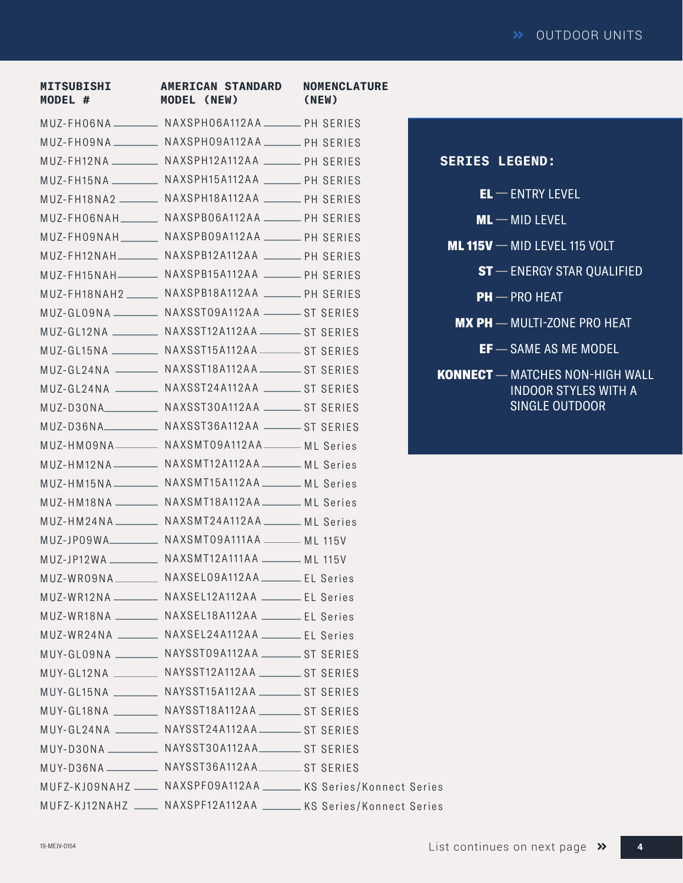# OUTDOOR UNITS

| MITSUBISHI MODEL # | AMERICAN STANDARD MODEL (NEW) | NOMENCLATURE (NEW) |
|---|---|---|
| MUZ-FH06NA | NAXSPH06A112AA | PH SERIES |
| MUZ-FH09NA | NAXSPH09A112AA | PH SERIES |
| MUZ-FH12NA | NAXSPH12A112AA | PH SERIES |
| MUZ-FH15NA | NAXSPH15A112AA | PH SERIES |
| MUZ-FH18NA2 | NAXSPH18A112AA | PH SERIES |
| MUZ-FH06NAH | NAXSPB06A112AA | PH SERIES |
| MUZ-FH09NAH | NAXSPB09A112AA | PH SERIES |
| MUZ-FH12NAH | NAXSPB12A112AA | PH SERIES |
| MUZ-FH15NAH | NAXSPB15A112AA | PH SERIES |
| MUZ-FH18NAH2 | NAXSPB18A112AA | PH SERIES |
| MUZ-GL09NA | NAXSST09A112AA | ST SERIES |
| MUZ-GL12NA | NAXSST12A112AA | ST SERIES |
| MUZ-GL15NA | NAXSST15A112AA | ST SERIES |
| MUZ-GL24NA | NAXSST18A112AA | ST SERIES |
| MUZ-GL24NA | NAXSST24A112AA | ST SERIES |
| MUZ-D30NA | NAXSST30A112AA | ST SERIES |
| MUZ-D36NA | NAXSST36A112AA | ST SERIES |
| MUZ-HM09NA | NAXSMT09A112AA | ML Series |
| MUZ-HM12NA | NAXSMT12A112AA | ML Series |
| MUZ-HM15NA | NAXSMT15A112AA | ML Series |
| MUZ-HM18NA | NAXSMT18A112AA | ML Series |
| MUZ-HM24NA | NAXSMT24A112AA | ML Series |
| MUZ-JP09WA | NAXSMT09A111AA | ML 115V |
| MUZ-JP12WA | NAXSMT12A111AA | ML 115V |
| MUZ-WR09NA | NAXSEL09A112AA | EL Series |
| MUZ-WR12NA | NAXSEL12A112AA | EL Series |
| MUZ-WR18NA | NAXSEL18A112AA | EL Series |
| MUZ-WR24NA | NAXSEL24A112AA | EL Series |
| MUY-GL09NA | NAYSST09A112AA | ST SERIES |
| MUY-GL12NA | NAYSST12A112AA | ST SERIES |
| MUY-GL15NA | NAYSST15A112AA | ST SERIES |
| MUY-GL18NA | NAYSST18A112AA | ST SERIES |
| MUY-GL24NA | NAYSST24A112AA | ST SERIES |
| MUY-D30NA | NAYSST30A112AA | ST SERIES |
| MUY-D36NA | NAYSST36A112AA | ST SERIES |
| MUFZ-KJ09NAHZ | NAXSPF09A112AA | KS Series/Konnect Series |
| MUFZ-KJ12NAHZ | NAXSPF12A112AA | KS Series/Konnect Series |

**SERIES LEGEND:**

- **EL** — ENTRY LEVEL
- **ML** — MID LEVEL
- **ML 115V** — MID LEVEL 115 VOLT
- **ST** — ENERGY STAR QUALIFIED
- **PH** — PRO HEAT
- **MX PH** — MULTI-ZONE PRO HEAT
- **EF** — SAME AS ME MODEL
- **KONNECT** — MATCHES NON-HIGH WALL INDOOR STYLES WITH A SINGLE OUTDOOR

19-MEJV-0154

List continues on next page »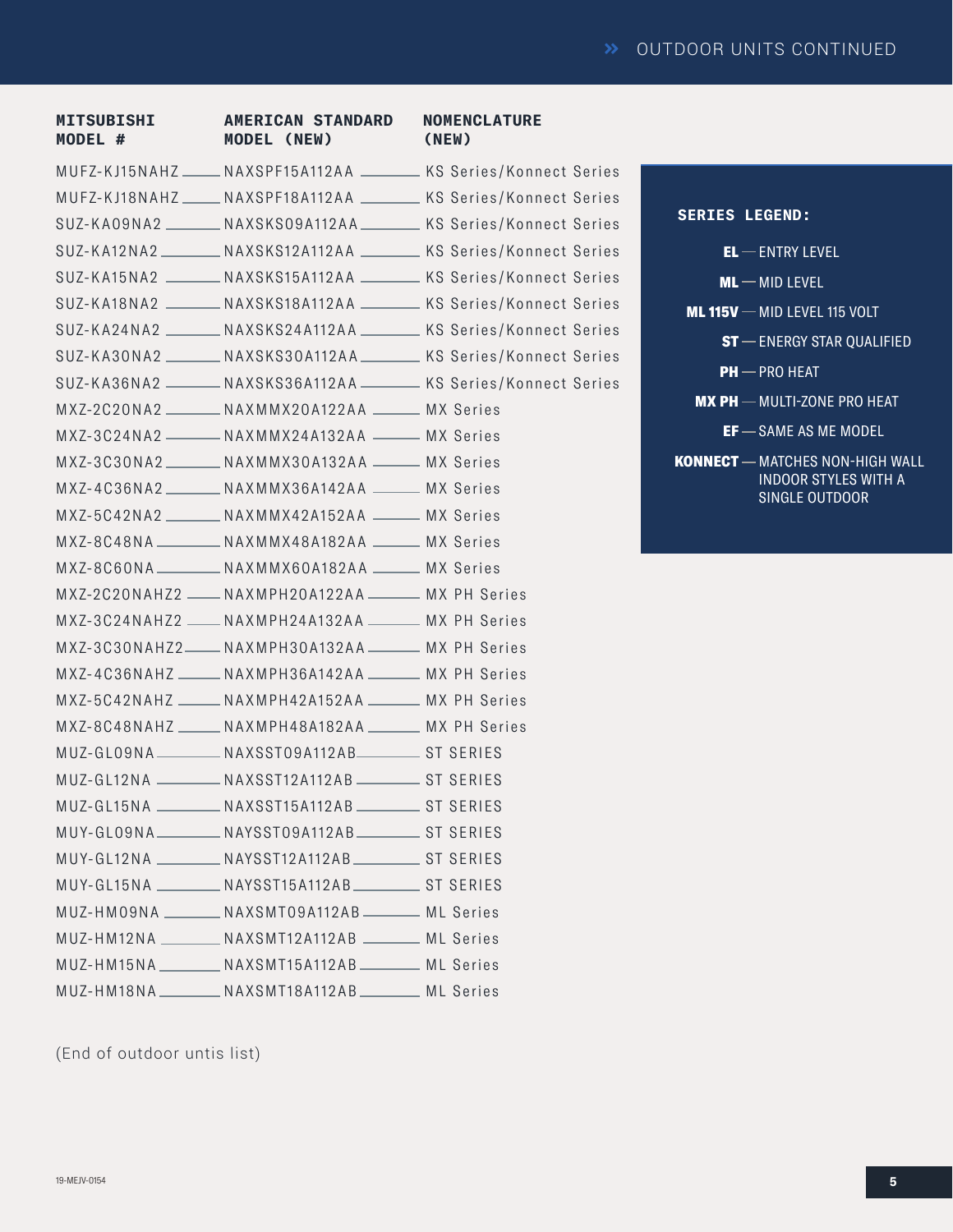## OUTDOOR UNITS CONTINUED

| MITSUBISHI MODEL # | AMERICAN STANDARD MODEL (NEW) | NOMENCLATURE (NEW) |
|---|---|---|
| MUFZ-KJ15NAHZ | NAXSPF15A112AA | KS Series/Konnect Series |
| MUFZ-KJ18NAHZ | NAXSPF18A112AA | KS Series/Konnect Series |
| SUZ-KA09NA2 | NAXSKS09A112AA | KS Series/Konnect Series |
| SUZ-KA12NA2 | NAXSKS12A112AA | KS Series/Konnect Series |
| SUZ-KA15NA2 | NAXSKS15A112AA | KS Series/Konnect Series |
| SUZ-KA18NA2 | NAXSKS18A112AA | KS Series/Konnect Series |
| SUZ-KA24NA2 | NAXSKS24A112AA | KS Series/Konnect Series |
| SUZ-KA30NA2 | NAXSKS30A112AA | KS Series/Konnect Series |
| SUZ-KA36NA2 | NAXSKS36A112AA | KS Series/Konnect Series |
| MXZ-2C20NA2 | NAXMMX20A122AA | MX Series |
| MXZ-3C24NA2 | NAXMMX24A132AA | MX Series |
| MXZ-3C30NA2 | NAXMMX30A132AA | MX Series |
| MXZ-4C36NA2 | NAXMMX36A142AA | MX Series |
| MXZ-5C42NA2 | NAXMMX42A152AA | MX Series |
| MXZ-8C48NA | NAXMMX48A182AA | MX Series |
| MXZ-8C60NA | NAXMMX60A182AA | MX Series |
| MXZ-2C20NAHZ2 | NAXMPH20A122AA | MX PH Series |
| MXZ-3C24NAHZ2 | NAXMPH24A132AA | MX PH Series |
| MXZ-3C30NAHZ2 | NAXMPH30A132AA | MX PH Series |
| MXZ-4C36NAHZ | NAXMPH36A142AA | MX PH Series |
| MXZ-5C42NAHZ | NAXMPH42A152AA | MX PH Series |
| MXZ-8C48NAHZ | NAXMPH48A182AA | MX PH Series |
| MUZ-GL09NA | NAXSST09A112AB | ST SERIES |
| MUZ-GL12NA | NAXSST12A112AB | ST SERIES |
| MUZ-GL15NA | NAXSST15A112AB | ST SERIES |
| MUY-GL09NA | NAYSST09A112AB | ST SERIES |
| MUY-GL12NA | NAYSST12A112AB | ST SERIES |
| MUY-GL15NA | NAYSST15A112AB | ST SERIES |
| MUZ-HM09NA | NAXSMT09A112AB | ML Series |
| MUZ-HM12NA | NAXSMT12A112AB | ML Series |
| MUZ-HM15NA | NAXSMT15A112AB | ML Series |
| MUZ-HM18NA | NAXSMT18A112AB | ML Series |

(End of outdoor untis list)

**SERIES LEGEND:**

- **EL** — ENTRY LEVEL
- **ML** — MID LEVEL
- **ML 115V** — MID LEVEL 115 VOLT
- **ST** — ENERGY STAR QUALIFIED
- **PH** — PRO HEAT
- **MX PH** — MULTI-ZONE PRO HEAT
- **EF** — SAME AS ME MODEL
- **KONNECT** — MATCHES NON-HIGH WALL INDOOR STYLES WITH A SINGLE OUTDOOR

19-MEJV-0154